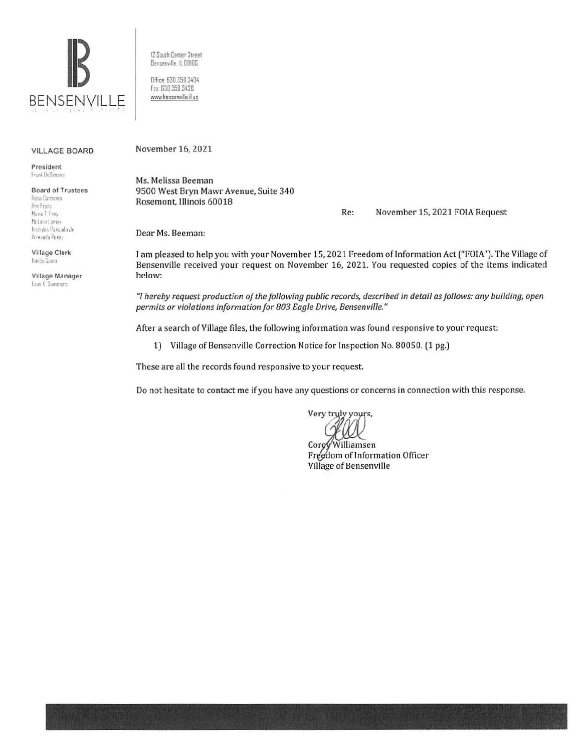**BENSENVILLE**
VILLAGE CLERK'S OFFICE

12 South Center Street
Bensenville, IL 60106

Office: 630.350.3404
Fax: 630.350.3438
www.bensenville.il.us

**VILLAGE BOARD**

**President**
Frank DeSimone

**Board of Trustees**
Rosa Carmona
Ann Franz
Marie T. Frey
McLane Lomax
Nicholas Panicola Jr.
Armando Perez

**Village Clerk**
Nancy Quinn

**Village Manager**
Evan K. Summers

November 16, 2021

Ms. Melissa Beeman
9500 West Bryn Mawr Avenue, Suite 340
Rosemont, Illinois 60018

Re: November 15, 2021 FOIA Request

Dear Ms. Beeman:

I am pleased to help you with your November 15, 2021 Freedom of Information Act ("FOIA"). The Village of Bensenville received your request on November 16, 2021. You requested copies of the items indicated below:

*"I hereby request production of the following public records, described in detail as follows: any building, open permits or violations information for 803 Eagle Drive, Bensenville."*

After a search of Village files, the following information was found responsive to your request:

1) Village of Bensenville Correction Notice for Inspection No. 80050. (1 pg.)

These are all the records found responsive to your request.

Do not hesitate to contact me if you have any questions or concerns in connection with this response.

Very truly yours,

Corey Williamsen
Freedom of Information Officer
Village of Bensenville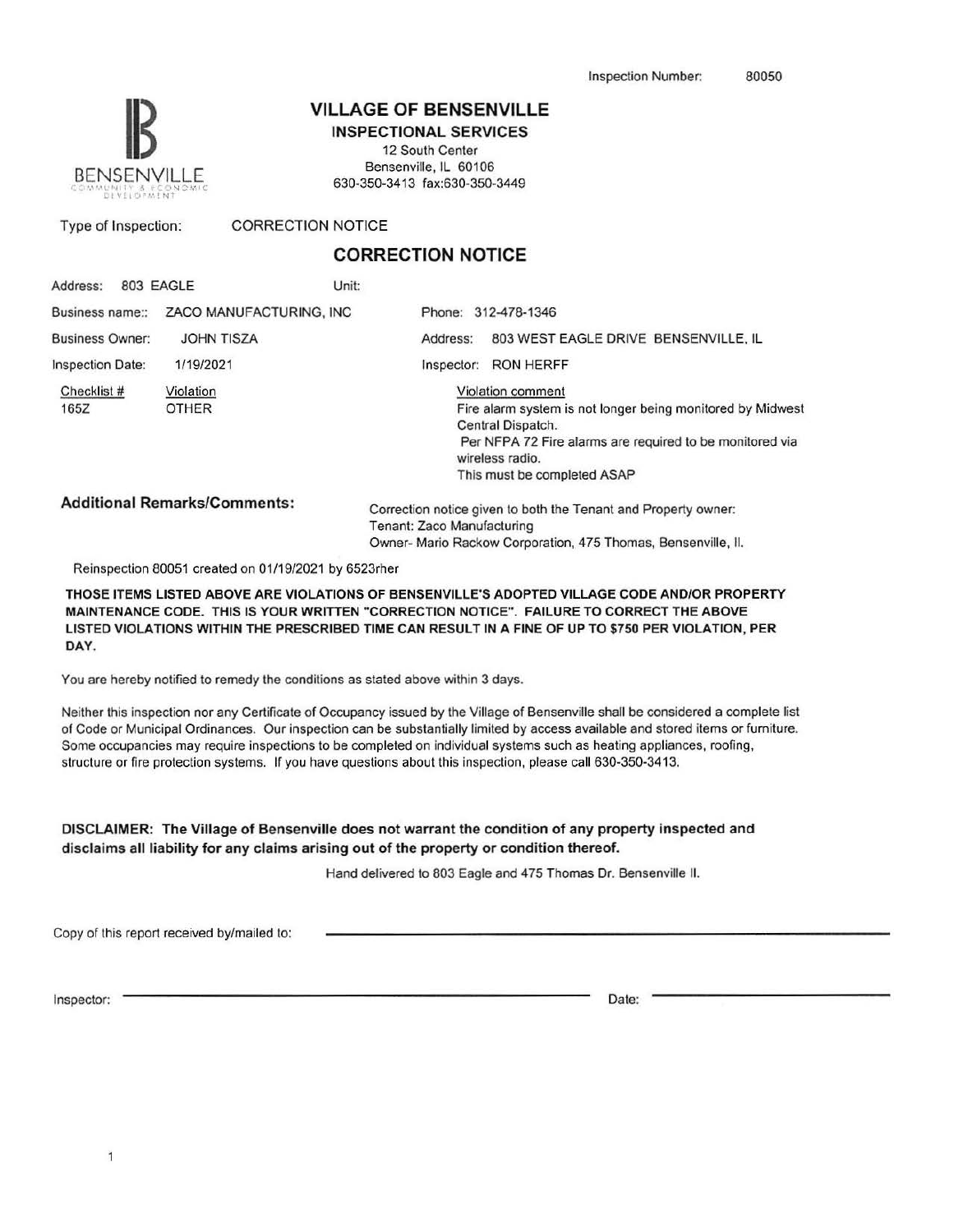Inspection Number: 80050

BENSENVILLE
COMMUNITY & ECONOMIC DEVELOPMENT

## VILLAGE OF BENSENVILLE

**INSPECTIONAL SERVICES**

12 South Center
Bensenville, IL 60106
630-350-3413 fax:630-350-3449

Type of Inspection: CORRECTION NOTICE

## CORRECTION NOTICE

Address: 803 EAGLE Unit:

Business name:: ZACO MANUFACTURING, INC — Phone: 312-478-1346

Business Owner: JOHN TISZA — Address: 803 WEST EAGLE DRIVE BENSENVILLE, IL

Inspection Date: 1/19/2021 — Inspector: RON HERFF

| Checklist # | Violation | Violation comment |
| --- | --- | --- |
| 165Z | OTHER | Fire alarm system is not longer being monitored by Midwest Central Dispatch. Per NFPA 72 Fire alarms are required to be monitored via wireless radio. This must be completed ASAP |

**Additional Remarks/Comments:**

Correction notice given to both the Tenant and Property owner:
Tenant: Zaco Manufacturing
Owner- Mario Rackow Corporation, 475 Thomas, Bensenville, Il.

Reinspection 80051 created on 01/19/2021 by 6523rher

**THOSE ITEMS LISTED ABOVE ARE VIOLATIONS OF BENSENVILLE'S ADOPTED VILLAGE CODE AND/OR PROPERTY MAINTENANCE CODE. THIS IS YOUR WRITTEN "CORRECTION NOTICE". FAILURE TO CORRECT THE ABOVE LISTED VIOLATIONS WITHIN THE PRESCRIBED TIME CAN RESULT IN A FINE OF UP TO $750 PER VIOLATION, PER DAY.**

You are hereby notified to remedy the conditions as stated above within 3 days.

Neither this inspection nor any Certificate of Occupancy issued by the Village of Bensenville shall be considered a complete list of Code or Municipal Ordinances. Our inspection can be substantially limited by access available and stored items or furniture. Some occupancies may require inspections to be completed on individual systems such as heating appliances, roofing, structure or fire protection systems. If you have questions about this inspection, please call 630-350-3413.

**DISCLAIMER: The Village of Bensenville does not warrant the condition of any property inspected and disclaims all liability for any claims arising out of the property or condition thereof.**

Hand delivered to 803 Eagle and 475 Thomas Dr. Bensenville Il.

Copy of this report received by/mailed to: ______________________

Inspector: ______________________ Date: ______________________